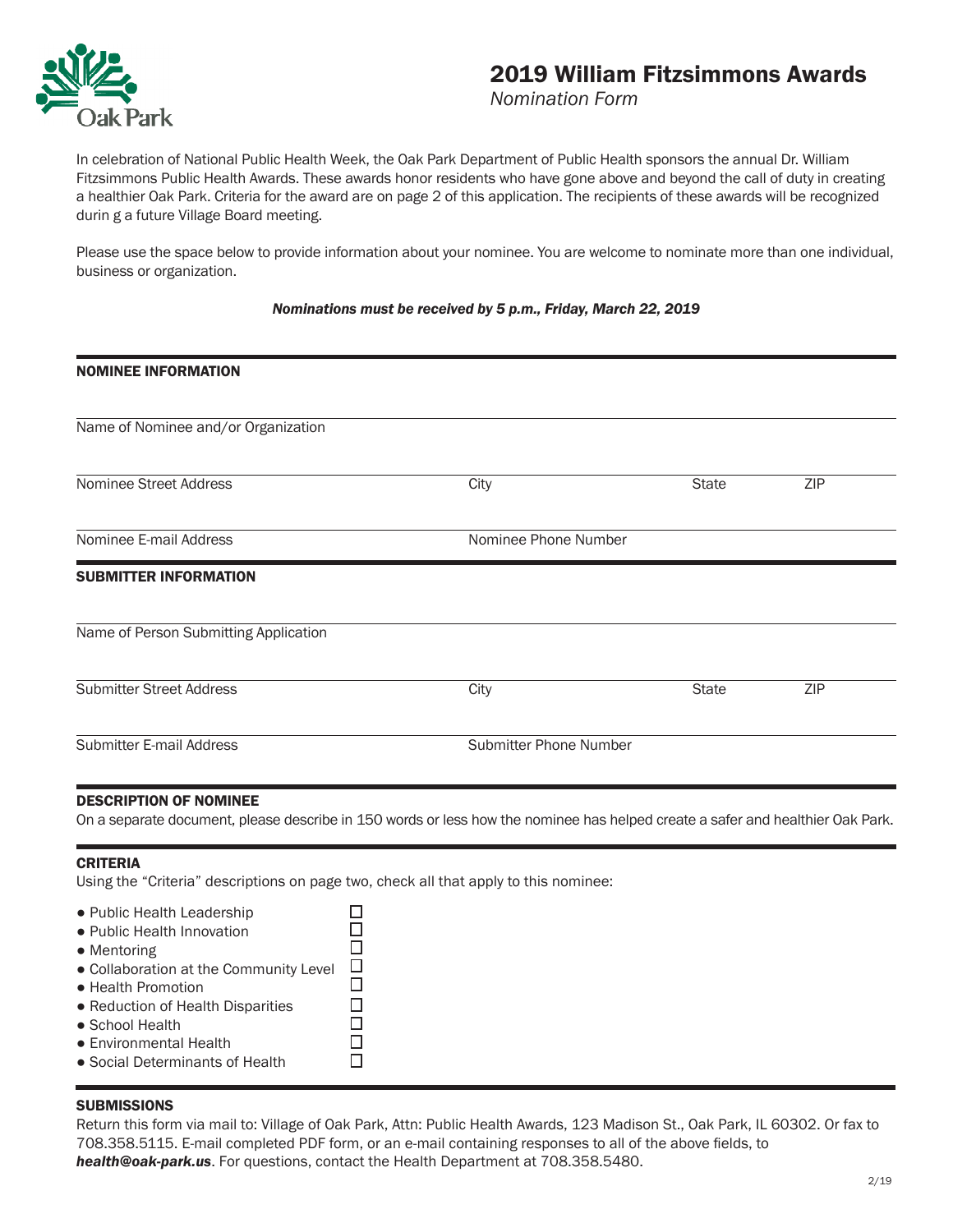Oak Park

# 2019 William Fitzsimmons Awards

*Nomination Form*

In celebration of National Public Health Week, the Oak Park Department of Public Health sponsors the annual Dr. William Fitzsimmons Public Health Awards. These awards honor residents who have gone above and beyond the call of duty in creating a healthier Oak Park. Criteria for the award are on page 2 of this application. The recipients of these awards will be recognized durin g a future Village Board meeting.

Please use the space below to provide information about your nominee. You are welcome to nominate more than one individual, business or organization.

***Nominations must be received by 5 p.m., Friday, March 22, 2019***

## NOMINEE INFORMATION

Name of Nominee and/or Organization

Nominee Street Address | City | State | ZIP

Nominee E-mail Address | Nominee Phone Number

## SUBMITTER INFORMATION

Name of Person Submitting Application

Submitter Street Address | City | State | ZIP

Submitter E-mail Address | Submitter Phone Number

## DESCRIPTION OF NOMINEE

On a separate document, please describe in 150 words or less how the nominee has helped create a safer and healthier Oak Park.

## CRITERIA

Using the "Criteria" descriptions on page two, check all that apply to this nominee:

- Public Health Leadership ☐
- Public Health Innovation ☐
- Mentoring ☐
- Collaboration at the Community Level ☐
- Health Promotion ☐
- Reduction of Health Disparities ☐
- School Health ☐
- Environmental Health ☐
- Social Determinants of Health ☐

## SUBMISSIONS

Return this form via mail to: Village of Oak Park, Attn: Public Health Awards, 123 Madison St., Oak Park, IL 60302. Or fax to 708.358.5115. E-mail completed PDF form, or an e-mail containing responses to all of the above fields, to ***health@oak-park.us***. For questions, contact the Health Department at 708.358.5480.

2/19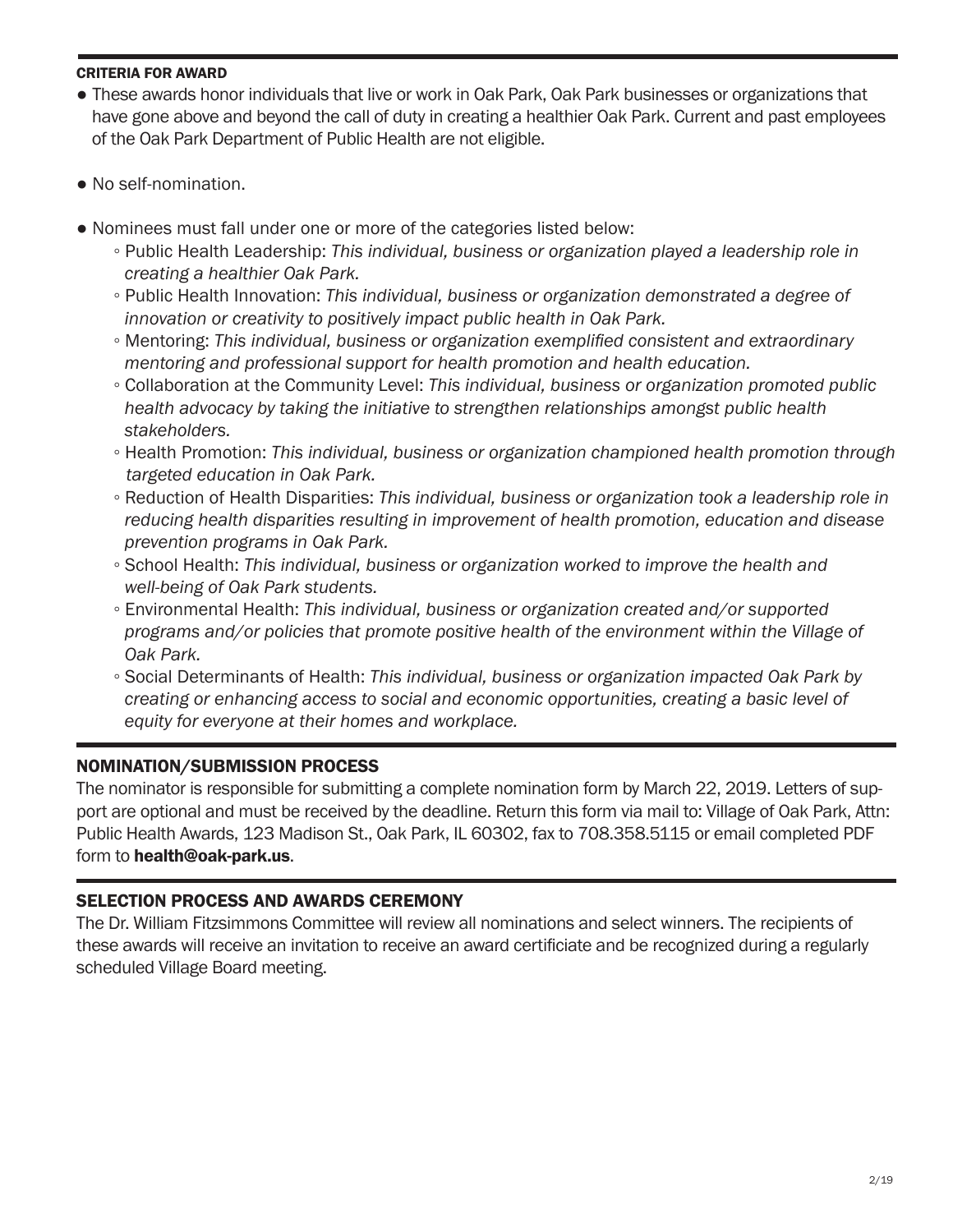## CRITERIA FOR AWARD

- These awards honor individuals that live or work in Oak Park, Oak Park businesses or organizations that have gone above and beyond the call of duty in creating a healthier Oak Park. Current and past employees of the Oak Park Department of Public Health are not eligible.
- No self-nomination.
- Nominees must fall under one or more of the categories listed below:
  - Public Health Leadership: *This individual, business or organization played a leadership role in creating a healthier Oak Park.*
  - Public Health Innovation: *This individual, business or organization demonstrated a degree of innovation or creativity to positively impact public health in Oak Park.*
  - Mentoring: *This individual, business or organization exemplified consistent and extraordinary mentoring and professional support for health promotion and health education.*
  - Collaboration at the Community Level: *This individual, business or organization promoted public health advocacy by taking the initiative to strengthen relationships amongst public health stakeholders.*
  - Health Promotion: *This individual, business or organization championed health promotion through targeted education in Oak Park.*
  - Reduction of Health Disparities: *This individual, business or organization took a leadership role in reducing health disparities resulting in improvement of health promotion, education and disease prevention programs in Oak Park.*
  - School Health: *This individual, business or organization worked to improve the health and well-being of Oak Park students.*
  - Environmental Health: *This individual, business or organization created and/or supported programs and/or policies that promote positive health of the environment within the Village of Oak Park.*
  - Social Determinants of Health: *This individual, business or organization impacted Oak Park by creating or enhancing access to social and economic opportunities, creating a basic level of equity for everyone at their homes and workplace.*

## NOMINATION/SUBMISSION PROCESS

The nominator is responsible for submitting a complete nomination form by March 22, 2019. Letters of support are optional and must be received by the deadline. Return this form via mail to: Village of Oak Park, Attn: Public Health Awards, 123 Madison St., Oak Park, IL 60302, fax to 708.358.5115 or email completed PDF form to **health@oak-park.us**.

## SELECTION PROCESS AND AWARDS CEREMONY

The Dr. William Fitzsimmons Committee will review all nominations and select winners. The recipients of these awards will receive an invitation to receive an award certificiate and be recognized during a regularly scheduled Village Board meeting.